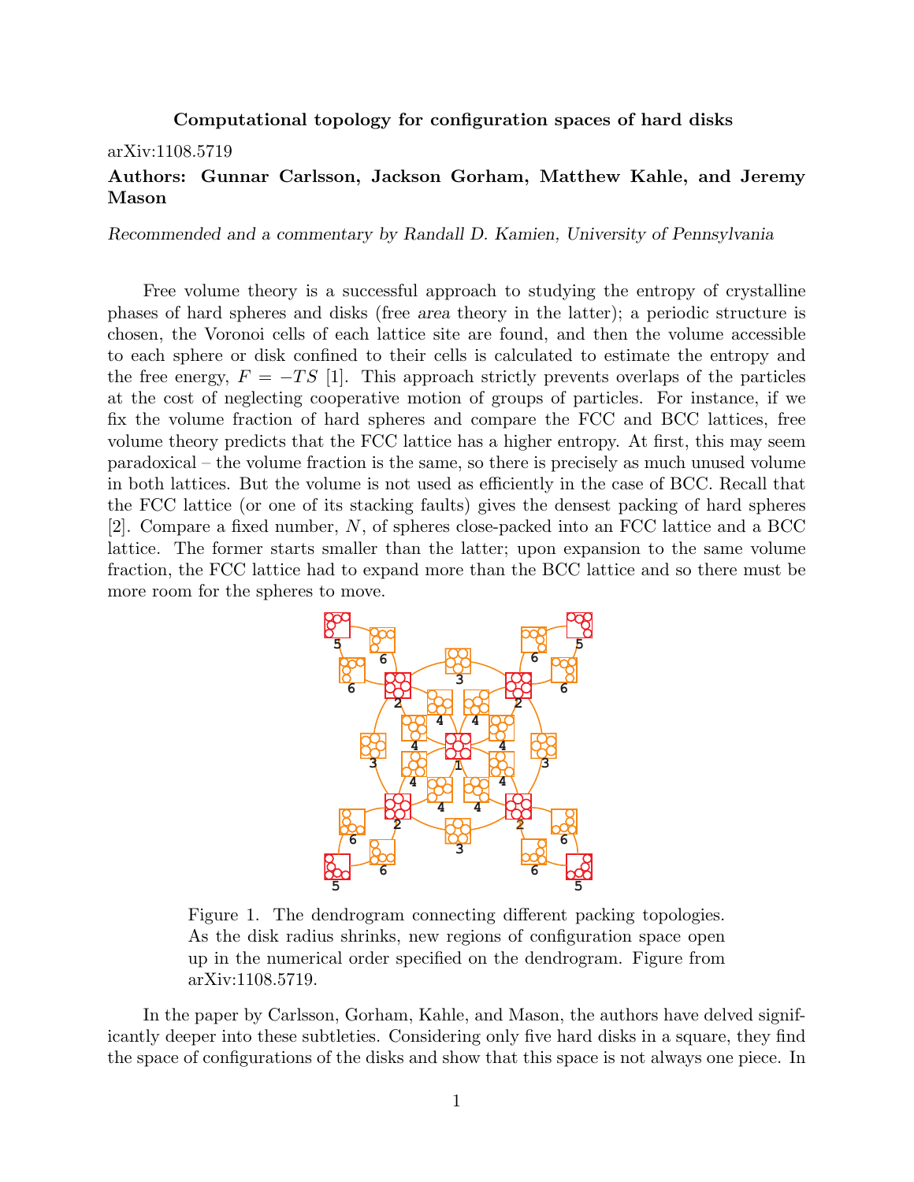**Computational topology for configuration spaces of hard disks**

arXiv:1108.5719

**Authors: Gunnar Carlsson, Jackson Gorham, Matthew Kahle, and Jeremy Mason**

*Recommended and a commentary by Randall D. Kamien, University of Pennsylvania*

Free volume theory is a successful approach to studying the entropy of crystalline phases of hard spheres and disks (free *area* theory in the latter); a periodic structure is chosen, the Voronoi cells of each lattice site are found, and then the volume accessible to each sphere or disk confined to their cells is calculated to estimate the entropy and the free energy, $F = -TS$ [1]. This approach strictly prevents overlaps of the particles at the cost of neglecting cooperative motion of groups of particles. For instance, if we fix the volume fraction of hard spheres and compare the FCC and BCC lattices, free volume theory predicts that the FCC lattice has a higher entropy. At first, this may seem paradoxical – the volume fraction is the same, so there is precisely as much unused volume in both lattices. But the volume is not used as efficiently in the case of BCC. Recall that the FCC lattice (or one of its stacking faults) gives the densest packing of hard spheres [2]. Compare a fixed number, $N$, of spheres close-packed into an FCC lattice and a BCC lattice. The former starts smaller than the latter; upon expansion to the same volume fraction, the FCC lattice had to expand more than the BCC lattice and so there must be more room for the spheres to move.

Figure 1. The dendrogram connecting different packing topologies. As the disk radius shrinks, new regions of configuration space open up in the numerical order specified on the dendrogram. Figure from arXiv:1108.5719.

In the paper by Carlsson, Gorham, Kahle, and Mason, the authors have delved significantly deeper into these subtleties. Considering only five hard disks in a square, they find the space of configurations of the disks and show that this space is not always one piece. In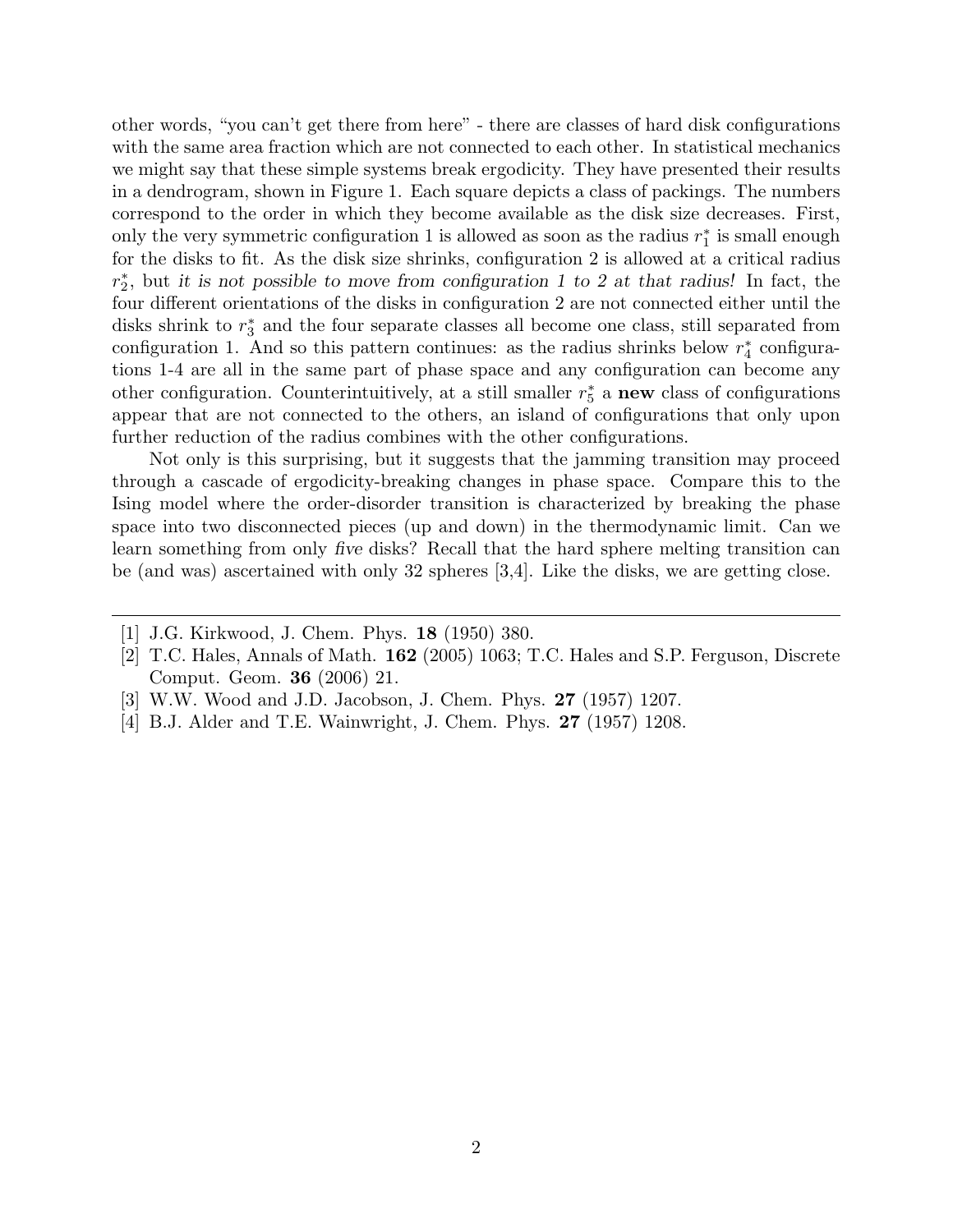other words, "you can't get there from here" - there are classes of hard disk configurations with the same area fraction which are not connected to each other. In statistical mechanics we might say that these simple systems break ergodicity. They have presented their results in a dendrogram, shown in Figure 1. Each square depicts a class of packings. The numbers correspond to the order in which they become available as the disk size decreases. First, only the very symmetric configuration 1 is allowed as soon as the radius $r_1^*$ is small enough for the disks to fit. As the disk size shrinks, configuration 2 is allowed at a critical radius $r_2^*$, but *it is not possible to move from configuration 1 to 2 at that radius!* In fact, the four different orientations of the disks in configuration 2 are not connected either until the disks shrink to $r_3^*$ and the four separate classes all become one class, still separated from configuration 1. And so this pattern continues: as the radius shrinks below $r_4^*$ configurations 1-4 are all in the same part of phase space and any configuration can become any other configuration. Counterintuitively, at a still smaller $r_5^*$ a **new** class of configurations appear that are not connected to the others, an island of configurations that only upon further reduction of the radius combines with the other configurations.

Not only is this surprising, but it suggests that the jamming transition may proceed through a cascade of ergodicity-breaking changes in phase space. Compare this to the Ising model where the order-disorder transition is characterized by breaking the phase space into two disconnected pieces (up and down) in the thermodynamic limit. Can we learn something from only *five* disks? Recall that the hard sphere melting transition can be (and was) ascertained with only 32 spheres [3,4]. Like the disks, we are getting close.

---

[1] J.G. Kirkwood, J. Chem. Phys. **18** (1950) 380.

[2] T.C. Hales, Annals of Math. **162** (2005) 1063; T.C. Hales and S.P. Ferguson, Discrete Comput. Geom. **36** (2006) 21.

[3] W.W. Wood and J.D. Jacobson, J. Chem. Phys. **27** (1957) 1207.

[4] B.J. Alder and T.E. Wainwright, J. Chem. Phys. **27** (1957) 1208.